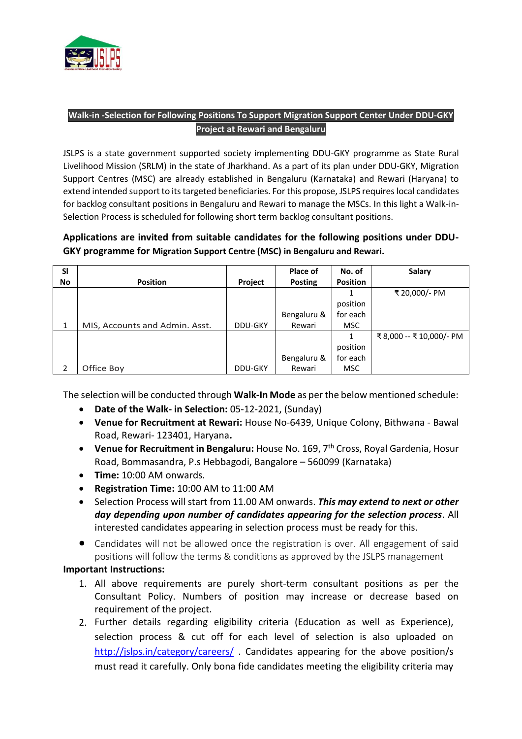## Walk-in -Selection for Following Positions To Support Migration Support Center Under DDU-GKY Project at Rewari and Bengaluru

JSLPS is a state government supported society implementing DDU-GKY programme as State Rural Livelihood Mission (SRLM) in the state of Jharkhand. As a part of its plan under DDU-GKY, Migration Support Centres (MSC) are already established in Bengaluru (Karnataka) and Rewari (Haryana) to extend intended support to its targeted beneficiaries. For this propose, JSLPS requires local candidates for backlog consultant positions in Bengaluru and Rewari to manage the MSCs. In this light a Walk-in-Selection Process is scheduled for following short term backlog consultant positions.

**Applications are invited from suitable candidates for the following positions under DDU-GKY programme for Migration Support Centre (MSC) in Bengaluru and Rewari.**

| Sl No | Position | Project | Place of Posting | No. of Position | Salary |
|---|---|---|---|---|---|
| 1 | MIS, Accounts and Admin. Asst. | DDU-GKY | Bengaluru & Rewari | 1 position for each MSC | ₹ 20,000/- PM |
| 2 | Office Boy | DDU-GKY | Bengaluru & Rewari | 1 position for each MSC | ₹ 8,000 -- ₹ 10,000/- PM |

The selection will be conducted through **Walk-In Mode** as per the below mentioned schedule:

- **Date of the Walk- in Selection:** 05-12-2021, (Sunday)
- **Venue for Recruitment at Rewari:** House No-6439, Unique Colony, Bithwana - Bawal Road, Rewari- 123401, Haryana**.**
- **Venue for Recruitment in Bengaluru:** House No. 169, 7th Cross, Royal Gardenia, Hosur Road, Bommasandra, P.s Hebbagodi, Bangalore – 560099 (Karnataka)
- **Time:** 10:00 AM onwards.
- **Registration Time:** 10:00 AM to 11:00 AM
- Selection Process will start from 11.00 AM onwards. ***This may extend to next or other day depending upon number of candidates appearing for the selection process***. All interested candidates appearing in selection process must be ready for this.
- Candidates will not be allowed once the registration is over. All engagement of said positions will follow the terms & conditions as approved by the JSLPS management

**Important Instructions:**

1. All above requirements are purely short-term consultant positions as per the Consultant Policy. Numbers of position may increase or decrease based on requirement of the project.
2. Further details regarding eligibility criteria (Education as well as Experience), selection process & cut off for each level of selection is also uploaded on http://jslps.in/category/careers/ . Candidates appearing for the above position/s must read it carefully. Only bona fide candidates meeting the eligibility criteria may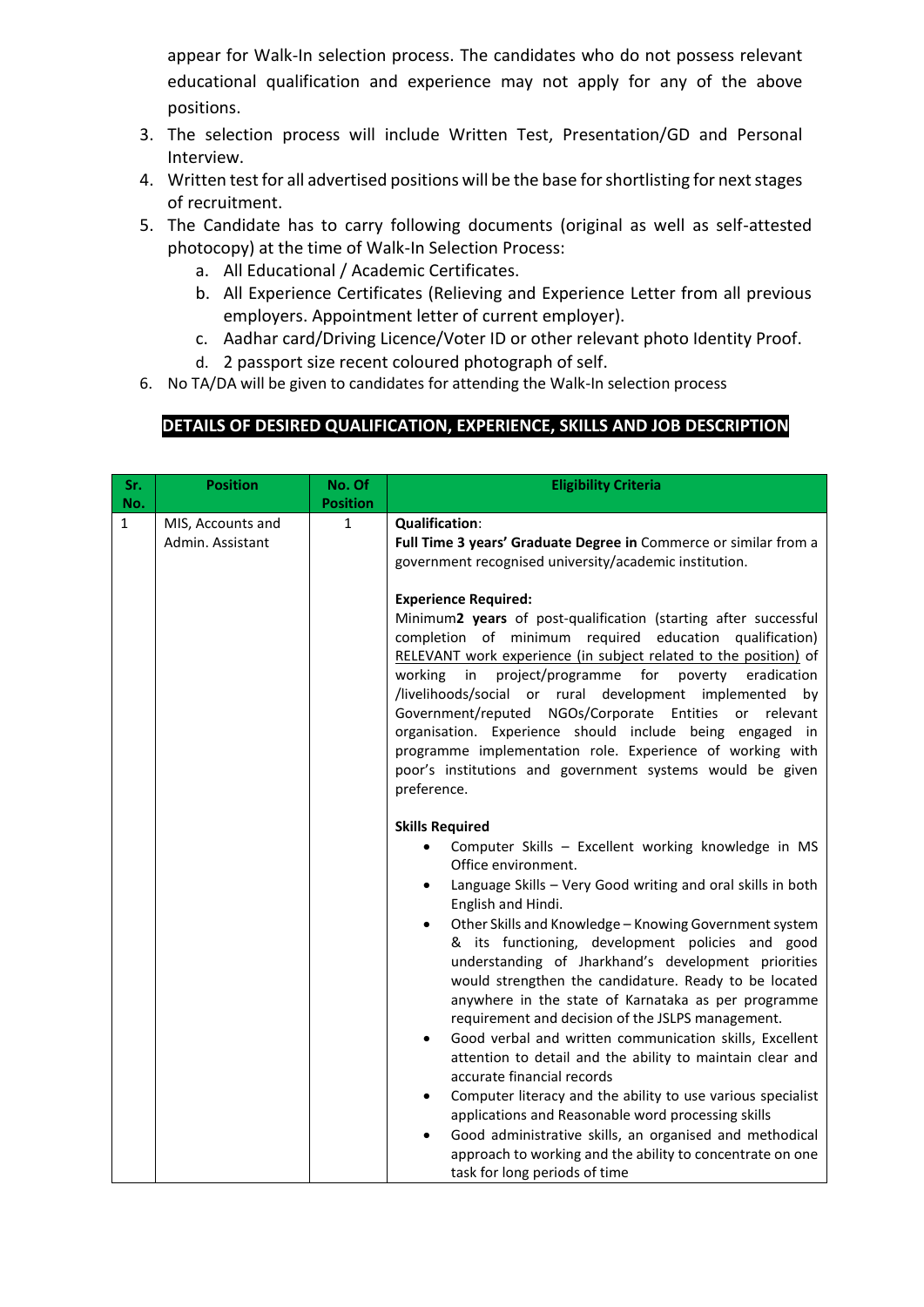appear for Walk-In selection process. The candidates who do not possess relevant educational qualification and experience may not apply for any of the above positions.

3. The selection process will include Written Test, Presentation/GD and Personal Interview.
4. Written test for all advertised positions will be the base for shortlisting for next stages of recruitment.
5. The Candidate has to carry following documents (original as well as self-attested photocopy) at the time of Walk-In Selection Process:
   a. All Educational / Academic Certificates.
   b. All Experience Certificates (Relieving and Experience Letter from all previous employers. Appointment letter of current employer).
   c. Aadhar card/Driving Licence/Voter ID or other relevant photo Identity Proof.
   d. 2 passport size recent coloured photograph of self.
6. No TA/DA will be given to candidates for attending the Walk-In selection process

## DETAILS OF DESIRED QUALIFICATION, EXPERIENCE, SKILLS AND JOB DESCRIPTION

| Sr. No. | Position | No. Of Position | Eligibility Criteria |
|---|---|---|---|
| 1 | MIS, Accounts and Admin. Assistant | 1 | **Qualification**:<br>**Full Time 3 years' Graduate Degree in** Commerce or similar from a government recognised university/academic institution.<br><br>**Experience Required:**<br>Minimum**2 years** of post-qualification (starting after successful completion of minimum required education qualification) <u>RELEVANT work experience (in subject related to the position)</u> of working in project/programme for poverty eradication /livelihoods/social or rural development implemented by Government/reputed NGOs/Corporate Entities or relevant organisation. Experience should include being engaged in programme implementation role. Experience of working with poor's institutions and government systems would be given preference.<br><br>**Skills Required**<br>• Computer Skills – Excellent working knowledge in MS Office environment.<br>• Language Skills – Very Good writing and oral skills in both English and Hindi.<br>• Other Skills and Knowledge – Knowing Government system & its functioning, development policies and good understanding of Jharkhand's development priorities would strengthen the candidature. Ready to be located anywhere in the state of Karnataka as per programme requirement and decision of the JSLPS management.<br>• Good verbal and written communication skills, Excellent attention to detail and the ability to maintain clear and accurate financial records<br>• Computer literacy and the ability to use various specialist applications and Reasonable word processing skills<br>• Good administrative skills, an organised and methodical approach to working and the ability to concentrate on one task for long periods of time |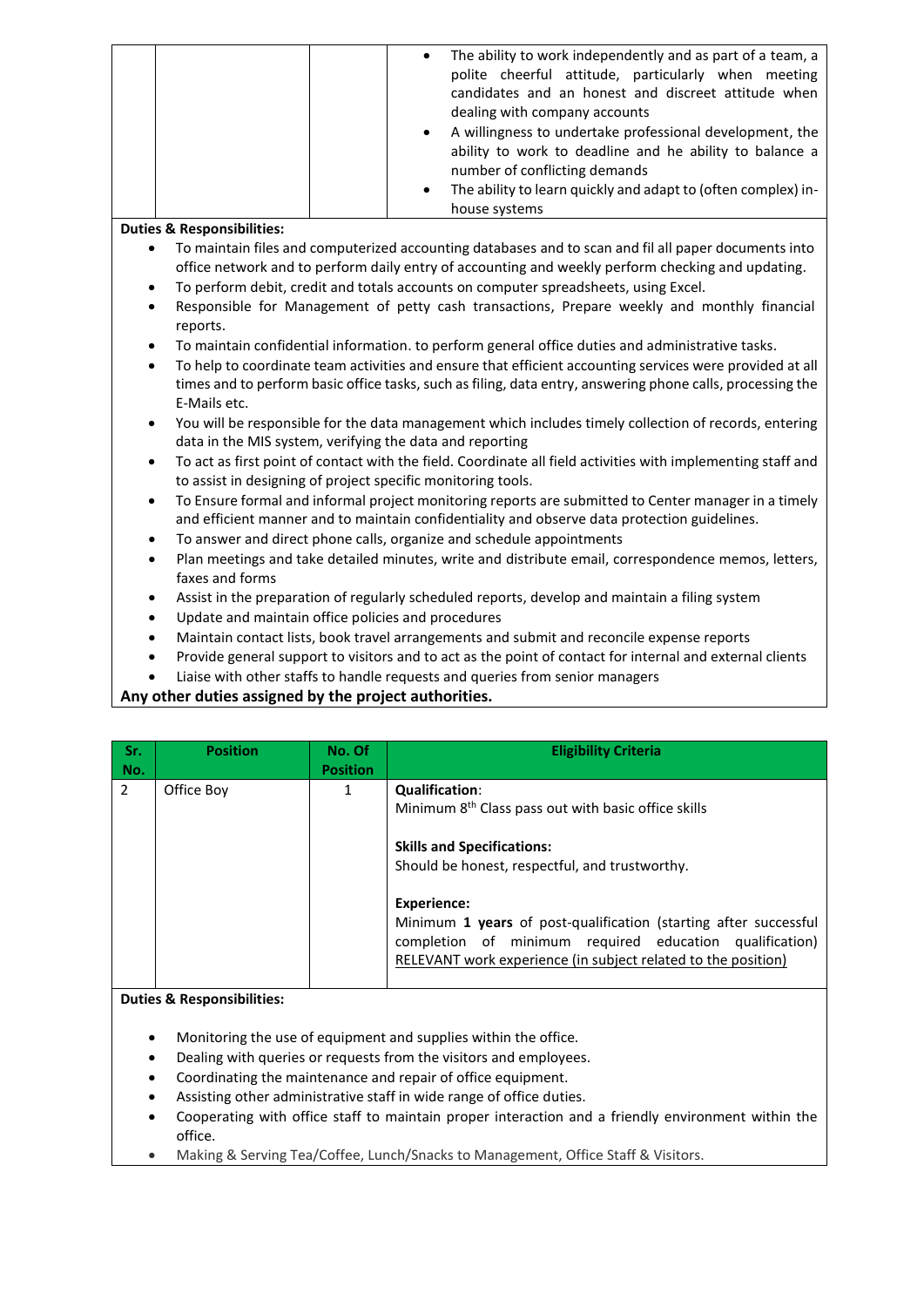| | | | • The ability to work independently and as part of a team, a polite cheerful attitude, particularly when meeting candidates and an honest and discreet attitude when dealing with company accounts<br>• A willingness to undertake professional development, the ability to work to deadline and he ability to balance a number of conflicting demands<br>• The ability to learn quickly and adapt to (often complex) in-house systems |
|---|---|---|---|

**Duties & Responsibilities:**

- To maintain files and computerized accounting databases and to scan and fil all paper documents into office network and to perform daily entry of accounting and weekly perform checking and updating.
- To perform debit, credit and totals accounts on computer spreadsheets, using Excel.
- Responsible for Management of petty cash transactions, Prepare weekly and monthly financial reports.
- To maintain confidential information. to perform general office duties and administrative tasks.
- To help to coordinate team activities and ensure that efficient accounting services were provided at all times and to perform basic office tasks, such as filing, data entry, answering phone calls, processing the E-Mails etc.
- You will be responsible for the data management which includes timely collection of records, entering data in the MIS system, verifying the data and reporting
- To act as first point of contact with the field. Coordinate all field activities with implementing staff and to assist in designing of project specific monitoring tools.
- To Ensure formal and informal project monitoring reports are submitted to Center manager in a timely and efficient manner and to maintain confidentiality and observe data protection guidelines.
- To answer and direct phone calls, organize and schedule appointments
- Plan meetings and take detailed minutes, write and distribute email, correspondence memos, letters, faxes and forms
- Assist in the preparation of regularly scheduled reports, develop and maintain a filing system
- Update and maintain office policies and procedures
- Maintain contact lists, book travel arrangements and submit and reconcile expense reports
- Provide general support to visitors and to act as the point of contact for internal and external clients
- Liaise with other staffs to handle requests and queries from senior managers

**Any other duties assigned by the project authorities.**

| Sr. No. | Position | No. Of Position | Eligibility Criteria |
|---|---|---|---|
| 2 | Office Boy | 1 | **Qualification**:<br>Minimum 8th Class pass out with basic office skills<br><br>**Skills and Specifications:**<br>Should be honest, respectful, and trustworthy.<br><br>**Experience:**<br>Minimum **1 years** of post-qualification (starting after successful completion of minimum required education qualification) RELEVANT work experience (in subject related to the position) |

**Duties & Responsibilities:**

- Monitoring the use of equipment and supplies within the office.
- Dealing with queries or requests from the visitors and employees.
- Coordinating the maintenance and repair of office equipment.
- Assisting other administrative staff in wide range of office duties.
- Cooperating with office staff to maintain proper interaction and a friendly environment within the office.
- Making & Serving Tea/Coffee, Lunch/Snacks to Management, Office Staff & Visitors.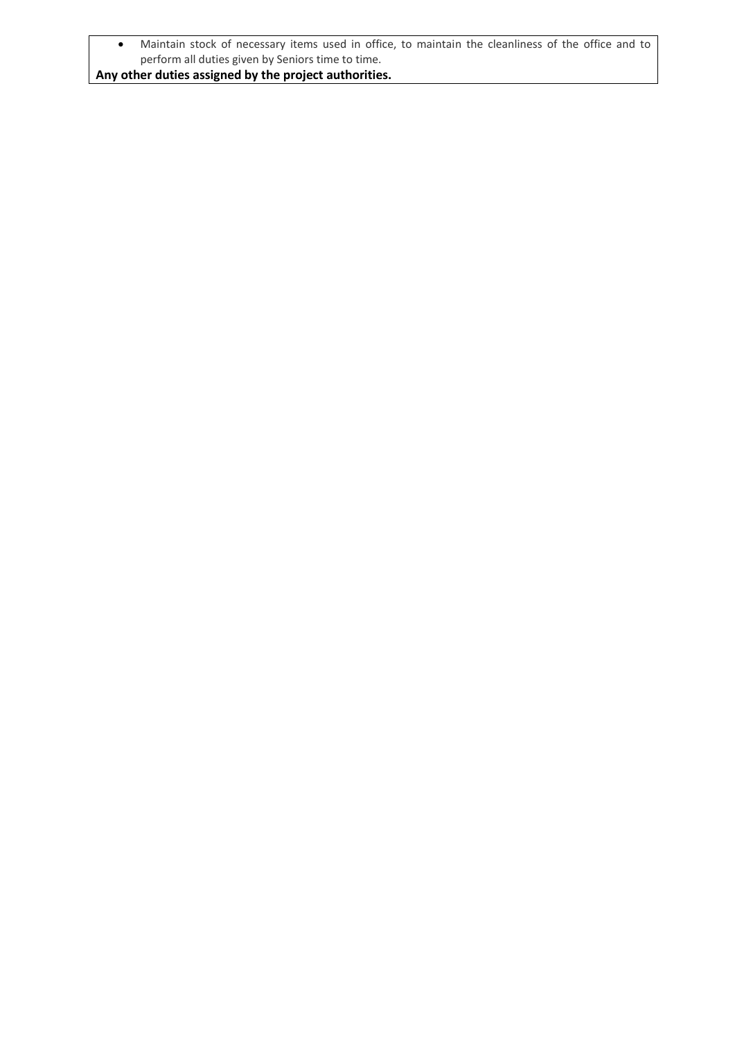- Maintain stock of necessary items used in office, to maintain the cleanliness of the office and to perform all duties given by Seniors time to time.

**Any other duties assigned by the project authorities.**